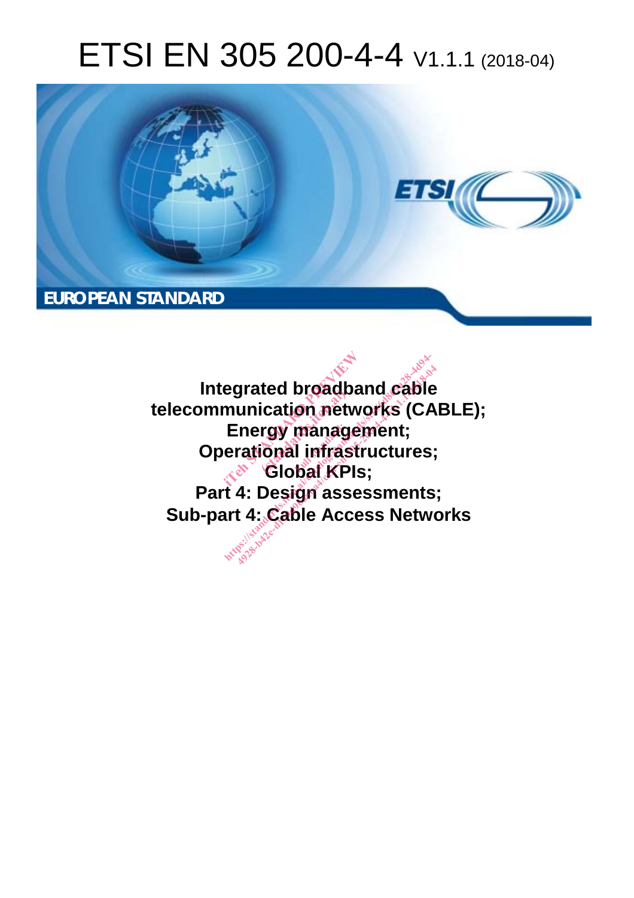# ETSI EN 305 200-4-4 V1.1.1 (2018-04)

**EUROPEAN STANDARD**

**Integrated broadband cable telecommunication networks (CABLE); Energy management; Operational infrastructures; Global KPIs; Part 4: Design assessments; Sub-part 4: Cable Access Networks**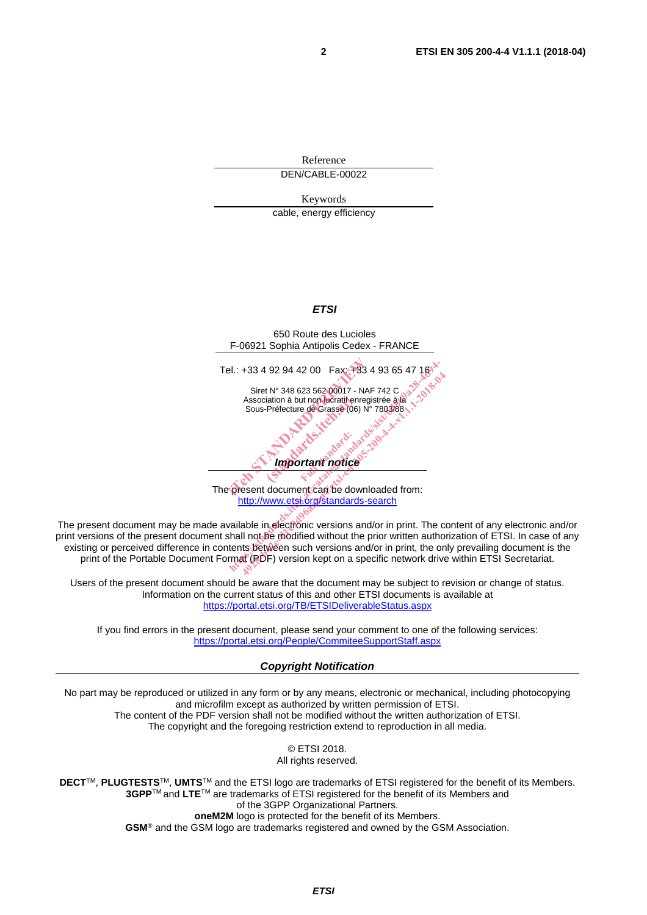Reference

DEN/CABLE-00022

Keywords

cable, energy efficiency

***ETSI***

650 Route des Lucioles
F-06921 Sophia Antipolis Cedex - FRANCE

Tel.: +33 4 92 94 42 00   Fax: +33 4 93 65 47 16

Siret N° 348 623 562 00017 - NAF 742 C
Association à but non lucratif enregistrée à la
Sous-Préfecture de Grasse (06) N° 7803/88

***Important notice***

The present document can be downloaded from:
http://www.etsi.org/standards-search

The present document may be made available in electronic versions and/or in print. The content of any electronic and/or print versions of the present document shall not be modified without the prior written authorization of ETSI. In case of any existing or perceived difference in contents between such versions and/or in print, the only prevailing document is the print of the Portable Document Format (PDF) version kept on a specific network drive within ETSI Secretariat.

Users of the present document should be aware that the document may be subject to revision or change of status. Information on the current status of this and other ETSI documents is available at
https://portal.etsi.org/TB/ETSIDeliverableStatus.aspx

If you find errors in the present document, please send your comment to one of the following services:
https://portal.etsi.org/People/CommiteeSupportStaff.aspx

***Copyright Notification***

No part may be reproduced or utilized in any form or by any means, electronic or mechanical, including photocopying and microfilm except as authorized by written permission of ETSI.
The content of the PDF version shall not be modified without the written authorization of ETSI.
The copyright and the foregoing restriction extend to reproduction in all media.

© ETSI 2018.
All rights reserved.

**DECT**™, **PLUGTESTS**™, **UMTS**™ and the ETSI logo are trademarks of ETSI registered for the benefit of its Members.
**3GPP**™ and **LTE**™ are trademarks of ETSI registered for the benefit of its Members and of the 3GPP Organizational Partners.
**oneM2M** logo is protected for the benefit of its Members.
**GSM**® and the GSM logo are trademarks registered and owned by the GSM Association.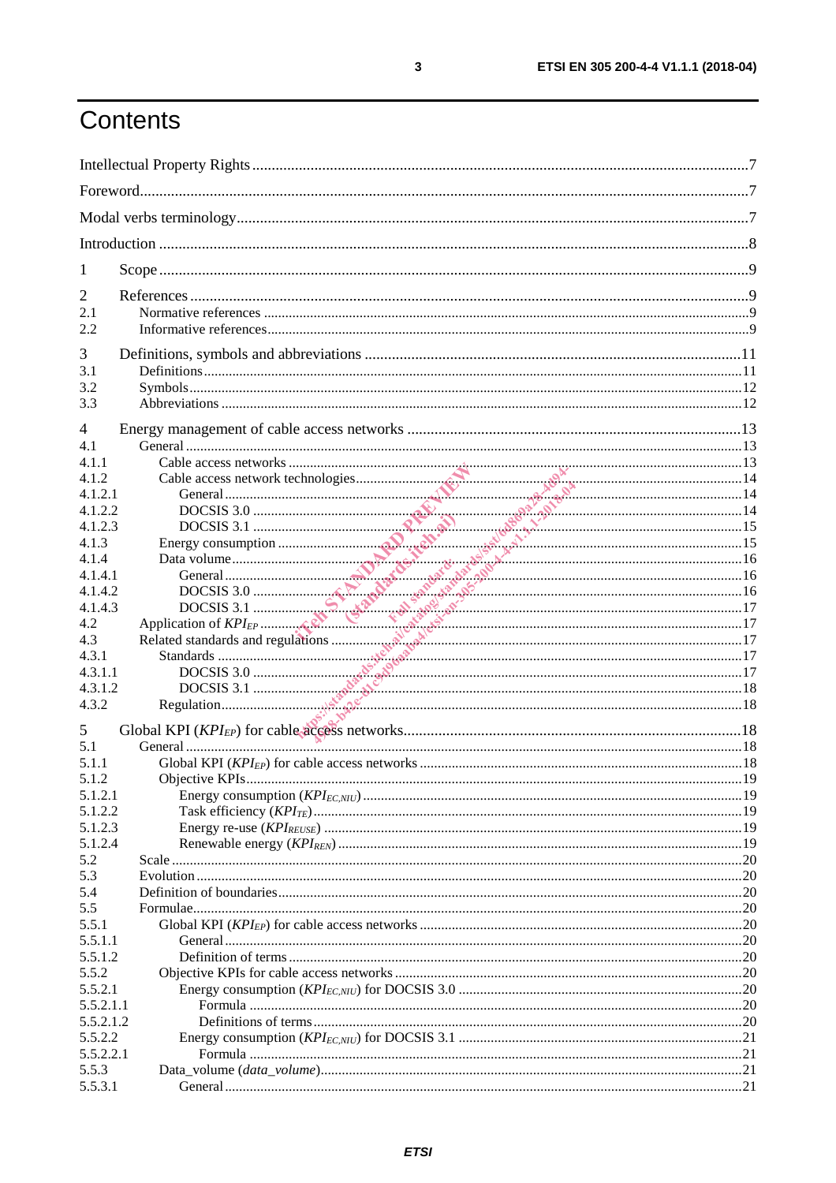# Contents

Intellectual Property Rights .......................................................................................................................7

Foreword.....................................................................................................................................................7

Modal verbs terminology............................................................................................................................7

Introduction ................................................................................................................................................8

1 Scope ........................................................................................................................................................9

2 References ...............................................................................................................................................9
2.1 Normative references ............................................................................................................................9
2.2 Informative references...........................................................................................................................9

3 Definitions, symbols and abbreviations .................................................................................................11
3.1 Definitions ..........................................................................................................................................11
3.2 Symbols ...............................................................................................................................................12
3.3 Abbreviations ......................................................................................................................................12

4 Energy management of cable access networks .....................................................................................13
4.1 General ...............................................................................................................................................13
4.1.1 Cable access networks .....................................................................................................................13
4.1.2 Cable access network technologies...................................................................................................14
4.1.2.1 General ..........................................................................................................................................14
4.1.2.2 DOCSIS 3.0 ...................................................................................................................................14
4.1.2.3 DOCSIS 3.1 ...................................................................................................................................15
4.1.3 Energy consumption ........................................................................................................................15
4.1.4 Data volume......................................................................................................................................16
4.1.4.1 General ..........................................................................................................................................16
4.1.4.2 DOCSIS 3.0 ...................................................................................................................................16
4.1.4.3 DOCSIS 3.1 ...................................................................................................................................17
4.2 Application of $KPI_{EP}$ ........................................................................................................................17
4.3 Related standards and regulations ........................................................................................................17
4.3.1 Standards .........................................................................................................................................17
4.3.1.1 DOCSIS 3.0 ...................................................................................................................................17
4.3.1.2 DOCSIS 3.1 ...................................................................................................................................18
4.3.2 Regulation........................................................................................................................................18

5 Global KPI ($KPI_{EP}$) for cable access networks.......................................................................................18
5.1 General ...............................................................................................................................................18
5.1.1 Global KPI ($KPI_{EP}$) for cable access networks ...........................................................................18
5.1.2 Objective KPIs..................................................................................................................................19
5.1.2.1 Energy consumption ($KPI_{EC,NIU}$) ..............................................................................................19
5.1.2.2 Task efficiency ($KPI_{TE}$)...............................................................................................................19
5.1.2.3 Energy re-use ($KPI_{REUSE}$) ..........................................................................................................19
5.1.2.4 Renewable energy ($KPI_{REN}$) .......................................................................................................19
5.2 Scale ...................................................................................................................................................20
5.3 Evolution .............................................................................................................................................20
5.4 Definition of boundaries........................................................................................................................20
5.5 Formulae...............................................................................................................................................20
5.5.1 Global KPI ($KPI_{EP}$) for cable access networks ...........................................................................20
5.5.1.1 General ...........................................................................................................................................20
5.5.1.2 Definition of terms ..........................................................................................................................20
5.5.2 Objective KPIs for cable access networks ..........................................................................................20
5.5.2.1 Energy consumption ($KPI_{EC,NIU}$) for DOCSIS 3.0 ...........................................................................20
5.5.2.1.1 Formula .......................................................................................................................................20
5.5.2.1.2 Definitions of terms.......................................................................................................................20
5.5.2.2 Energy consumption ($KPI_{EC,NIU}$) for DOCSIS 3.1 ...........................................................................21
5.5.2.2.1 Formula .......................................................................................................................................21
5.5.3 Data_volume (*data_volume*)................................................................................................................21
5.5.3.1 General ...........................................................................................................................................21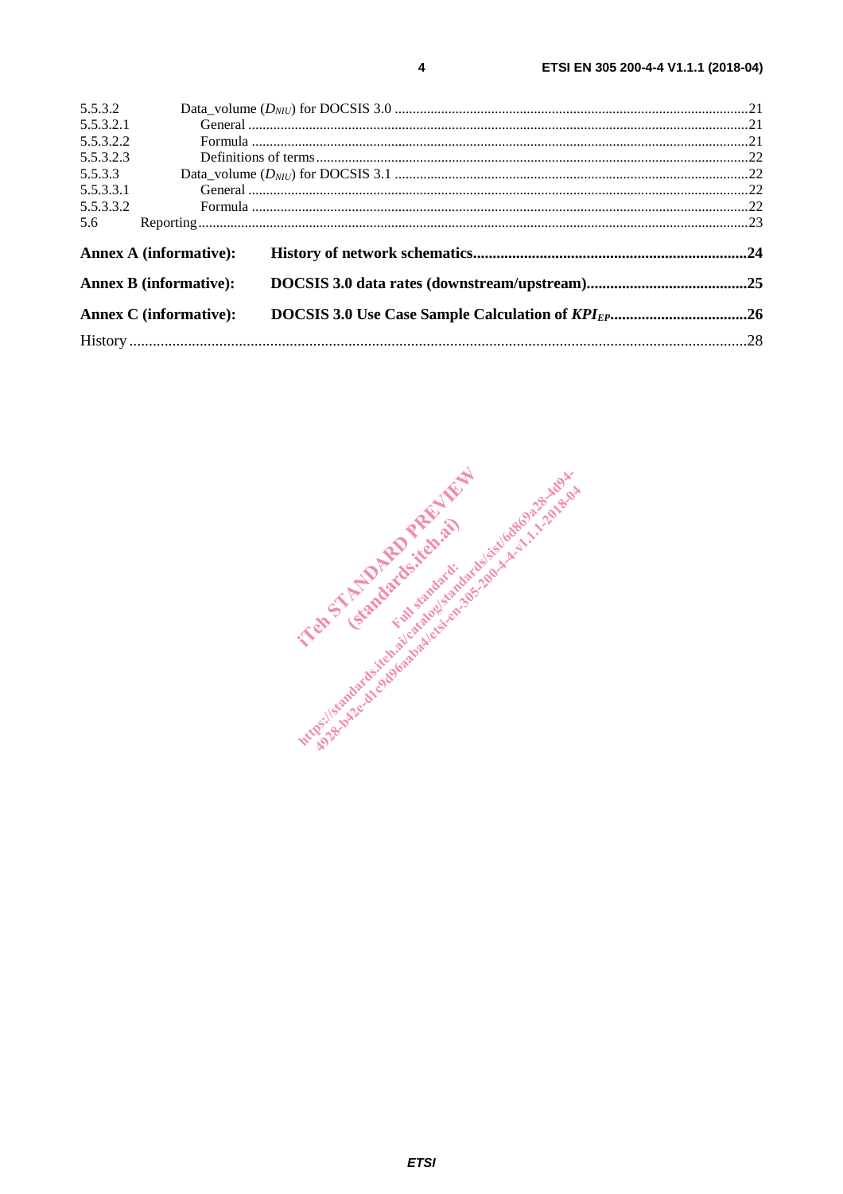5.5.3.2 Data_volume ($D_{NIU}$) for DOCSIS 3.0 .......... 21
5.5.3.2.1 General .......... 21
5.5.3.2.2 Formula .......... 21
5.5.3.2.3 Definitions of terms .......... 22
5.5.3.3 Data_volume ($D_{NIU}$) for DOCSIS 3.1 .......... 22
5.5.3.3.1 General .......... 22
5.5.3.3.2 Formula .......... 22
5.6 Reporting .......... 23

**Annex A (informative): History of network schematics .......... 24**

**Annex B (informative): DOCSIS 3.0 data rates (downstream/upstream) .......... 25**

**Annex C (informative): DOCSIS 3.0 Use Case Sample Calculation of $KPI_{EP}$ .......... 26**

History .......... 28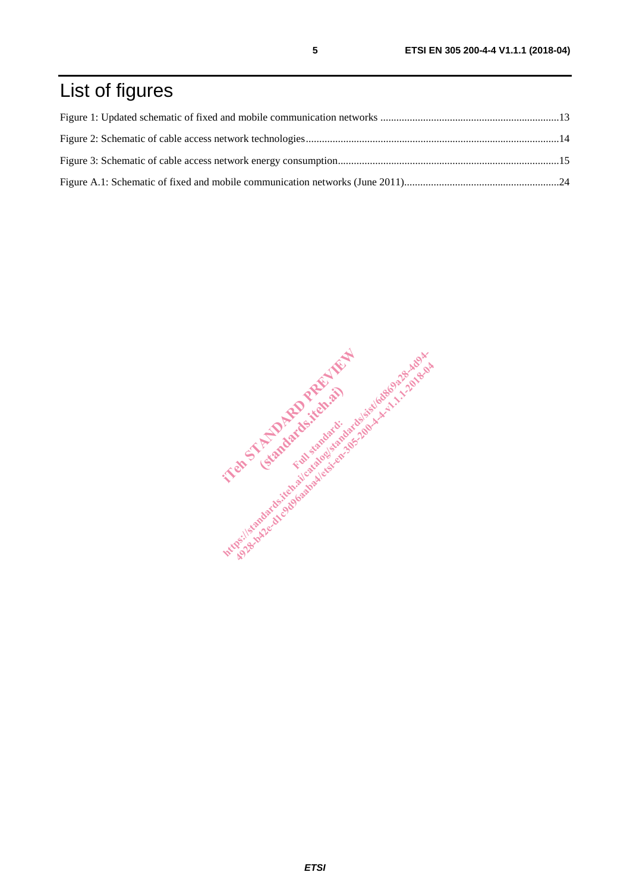# List of figures

Figure 1: Updated schematic of fixed and mobile communication networks ....................................................................13

Figure 2: Schematic of cable access network technologies..............................................................................................14

Figure 3: Schematic of cable access network energy consumption..................................................................................15

Figure A.1: Schematic of fixed and mobile communication networks (June 2011)..........................................................24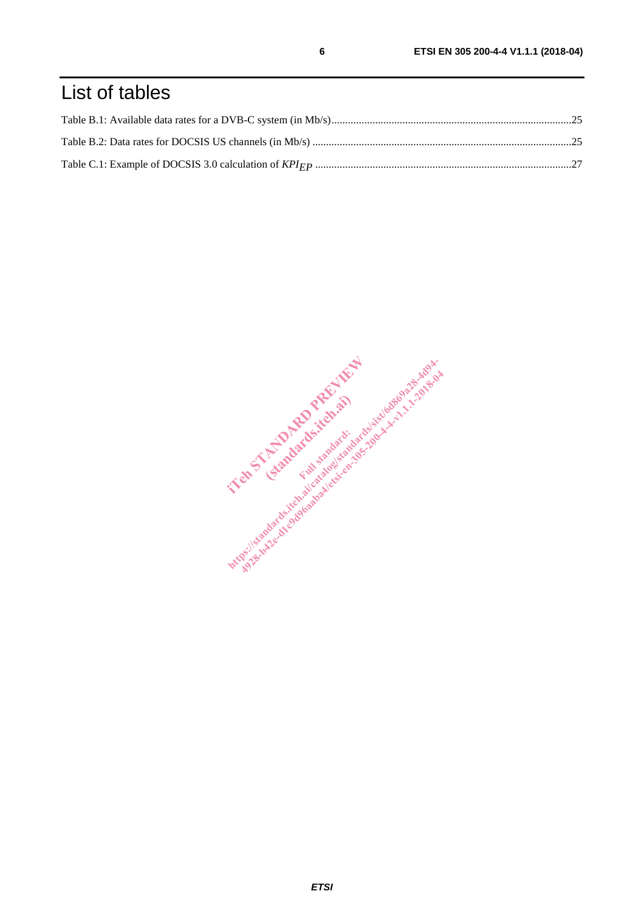# List of tables

Table B.1: Available data rates for a DVB-C system (in Mb/s) .......................................................................................25

Table B.2: Data rates for DOCSIS US channels (in Mb/s) ..............................................................................................25

Table C.1: Example of DOCSIS 3.0 calculation of $KPI_{EP}$ .............................................................................................27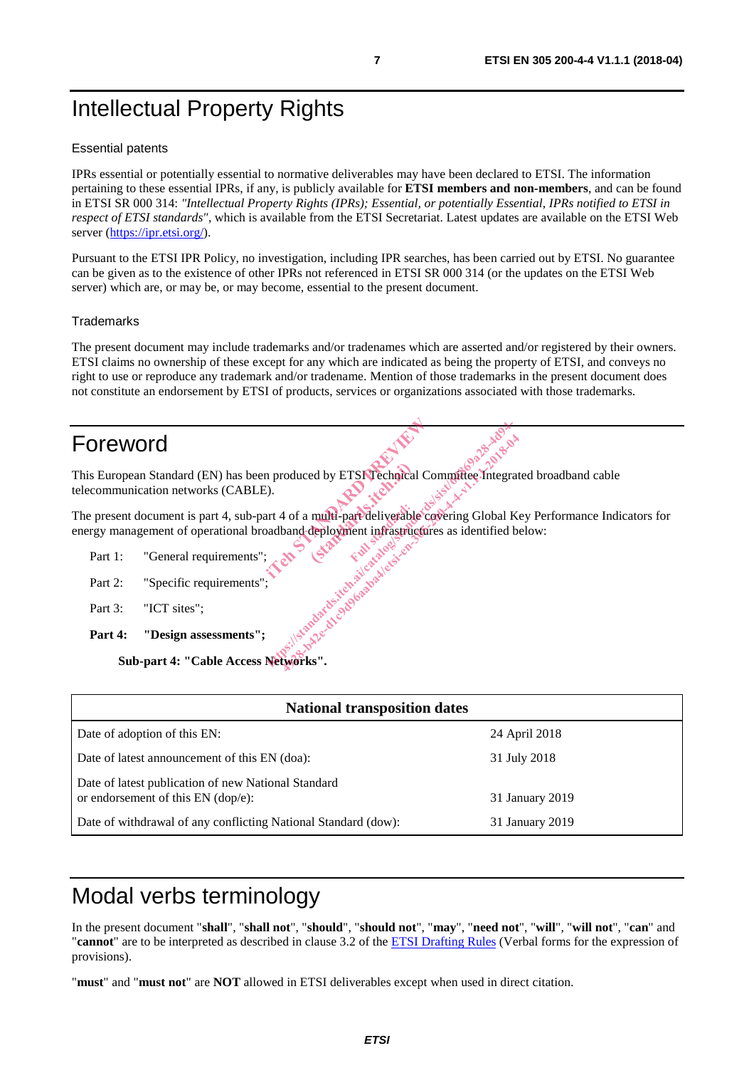# Intellectual Property Rights

## Essential patents

IPRs essential or potentially essential to normative deliverables may have been declared to ETSI. The information pertaining to these essential IPRs, if any, is publicly available for **ETSI members and non-members**, and can be found in ETSI SR 000 314: *"Intellectual Property Rights (IPRs); Essential, or potentially Essential, IPRs notified to ETSI in respect of ETSI standards"*, which is available from the ETSI Secretariat. Latest updates are available on the ETSI Web server (https://ipr.etsi.org/).

Pursuant to the ETSI IPR Policy, no investigation, including IPR searches, has been carried out by ETSI. No guarantee can be given as to the existence of other IPRs not referenced in ETSI SR 000 314 (or the updates on the ETSI Web server) which are, or may be, or may become, essential to the present document.

## Trademarks

The present document may include trademarks and/or tradenames which are asserted and/or registered by their owners. ETSI claims no ownership of these except for any which are indicated as being the property of ETSI, and conveys no right to use or reproduce any trademark and/or tradename. Mention of those trademarks in the present document does not constitute an endorsement by ETSI of products, services or organizations associated with those trademarks.

# Foreword

This European Standard (EN) has been produced by ETSI Technical Committee Integrated broadband cable telecommunication networks (CABLE).

The present document is part 4, sub-part 4 of a multi-part deliverable covering Global Key Performance Indicators for energy management of operational broadband deployment infrastructures as identified below:

Part 1: "General requirements";

Part 2: "Specific requirements";

Part 3: "ICT sites";

**Part 4: "Design assessments";**

**Sub-part 4: "Cable Access Networks".**

| National transposition dates | |
|---|---|
| Date of adoption of this EN: | 24 April 2018 |
| Date of latest announcement of this EN (doa): | 31 July 2018 |
| Date of latest publication of new National Standard or endorsement of this EN (dop/e): | 31 January 2019 |
| Date of withdrawal of any conflicting National Standard (dow): | 31 January 2019 |

# Modal verbs terminology

In the present document "**shall**", "**shall not**", "**should**", "**should not**", "**may**", "**need not**", "**will**", "**will not**", "**can**" and "**cannot**" are to be interpreted as described in clause 3.2 of the ETSI Drafting Rules (Verbal forms for the expression of provisions).

"**must**" and "**must not**" are **NOT** allowed in ETSI deliverables except when used in direct citation.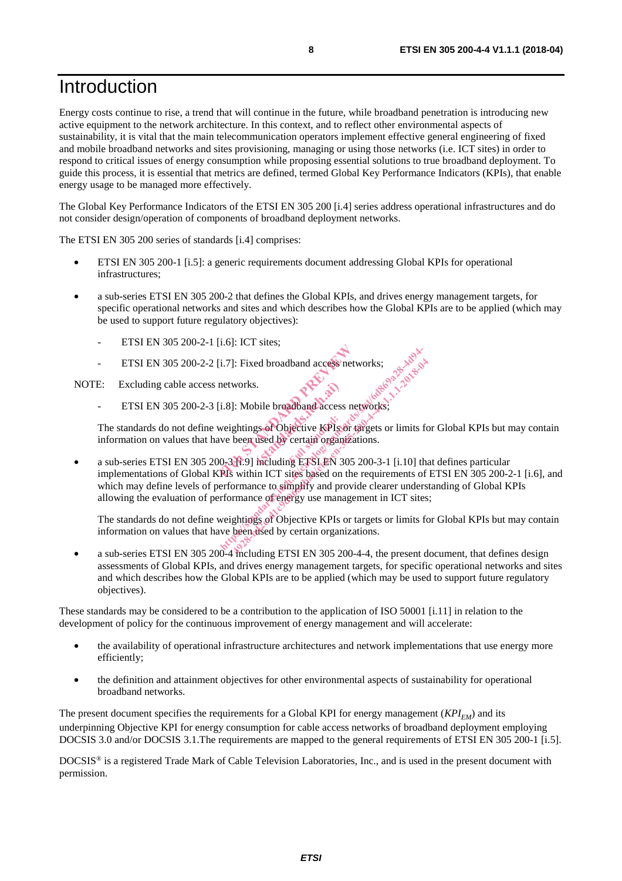# Introduction

Energy costs continue to rise, a trend that will continue in the future, while broadband penetration is introducing new active equipment to the network architecture. In this context, and to reflect other environmental aspects of sustainability, it is vital that the main telecommunication operators implement effective general engineering of fixed and mobile broadband networks and sites provisioning, managing or using those networks (i.e. ICT sites) in order to respond to critical issues of energy consumption while proposing essential solutions to true broadband deployment. To guide this process, it is essential that metrics are defined, termed Global Key Performance Indicators (KPIs), that enable energy usage to be managed more effectively.

The Global Key Performance Indicators of the ETSI EN 305 200 [i.4] series address operational infrastructures and do not consider design/operation of components of broadband deployment networks.

The ETSI EN 305 200 series of standards [i.4] comprises:

- ETSI EN 305 200-1 [i.5]: a generic requirements document addressing Global KPIs for operational infrastructures;
- a sub-series ETSI EN 305 200-2 that defines the Global KPIs, and drives energy management targets, for specific operational networks and sites and which describes how the Global KPIs are to be applied (which may be used to support future regulatory objectives):
  - ETSI EN 305 200-2-1 [i.6]: ICT sites;
  - ETSI EN 305 200-2-2 [i.7]: Fixed broadband access networks;

NOTE: Excluding cable access networks.

  - ETSI EN 305 200-2-3 [i.8]: Mobile broadband access networks;

  The standards do not define weightings of Objective KPIs or targets or limits for Global KPIs but may contain information on values that have been used by certain organizations.

- a sub-series ETSI EN 305 200-3 [i.9] including ETSI EN 305 200-3-1 [i.10] that defines particular implementations of Global KPIs within ICT sites based on the requirements of ETSI EN 305 200-2-1 [i.6], and which may define levels of performance to simplify and provide clearer understanding of Global KPIs allowing the evaluation of performance of energy use management in ICT sites;

  The standards do not define weightings of Objective KPIs or targets or limits for Global KPIs but may contain information on values that have been used by certain organizations.

- a sub-series ETSI EN 305 200-4 including ETSI EN 305 200-4-4, the present document, that defines design assessments of Global KPIs, and drives energy management targets, for specific operational networks and sites and which describes how the Global KPIs are to be applied (which may be used to support future regulatory objectives).

These standards may be considered to be a contribution to the application of ISO 50001 [i.11] in relation to the development of policy for the continuous improvement of energy management and will accelerate:

- the availability of operational infrastructure architectures and network implementations that use energy more efficiently;
- the definition and attainment objectives for other environmental aspects of sustainability for operational broadband networks.

The present document specifies the requirements for a Global KPI for energy management ($KPI_{EM}$) and its underpinning Objective KPI for energy consumption for cable access networks of broadband deployment employing DOCSIS 3.0 and/or DOCSIS 3.1.The requirements are mapped to the general requirements of ETSI EN 305 200-1 [i.5].

DOCSIS® is a registered Trade Mark of Cable Television Laboratories, Inc., and is used in the present document with permission.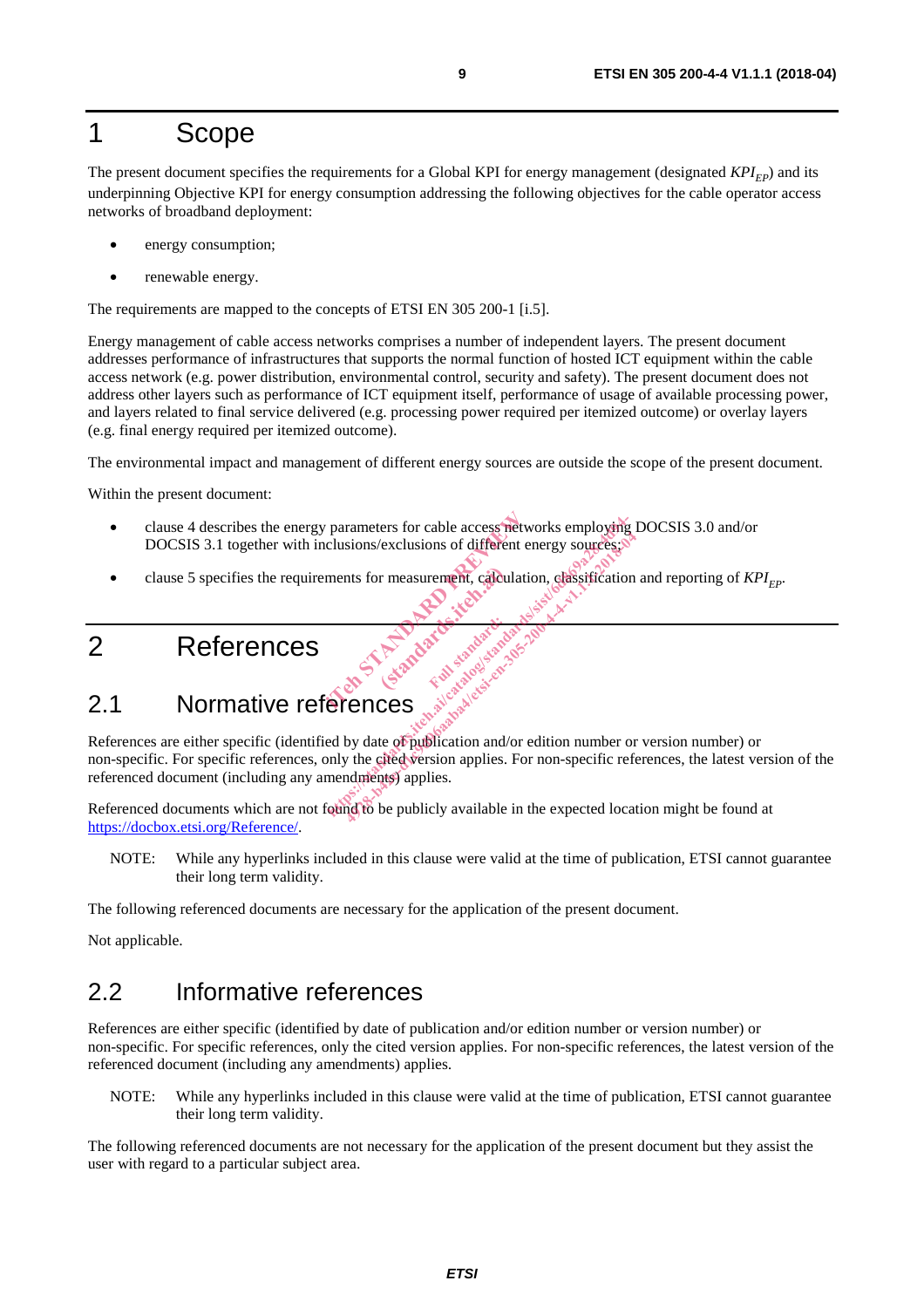# 1 Scope

The present document specifies the requirements for a Global KPI for energy management (designated $KPI_{EP}$) and its underpinning Objective KPI for energy consumption addressing the following objectives for the cable operator access networks of broadband deployment:

- energy consumption;
- renewable energy.

The requirements are mapped to the concepts of ETSI EN 305 200-1 [i.5].

Energy management of cable access networks comprises a number of independent layers. The present document addresses performance of infrastructures that supports the normal function of hosted ICT equipment within the cable access network (e.g. power distribution, environmental control, security and safety). The present document does not address other layers such as performance of ICT equipment itself, performance of usage of available processing power, and layers related to final service delivered (e.g. processing power required per itemized outcome) or overlay layers (e.g. final energy required per itemized outcome).

The environmental impact and management of different energy sources are outside the scope of the present document.

Within the present document:

- clause 4 describes the energy parameters for cable access networks employing DOCSIS 3.0 and/or DOCSIS 3.1 together with inclusions/exclusions of different energy sources;
- clause 5 specifies the requirements for measurement, calculation, classification and reporting of $KPI_{EP}$.

# 2 References

## 2.1 Normative references

References are either specific (identified by date of publication and/or edition number or version number) or non-specific. For specific references, only the cited version applies. For non-specific references, the latest version of the referenced document (including any amendments) applies.

Referenced documents which are not found to be publicly available in the expected location might be found at https://docbox.etsi.org/Reference/.

NOTE: While any hyperlinks included in this clause were valid at the time of publication, ETSI cannot guarantee their long term validity.

The following referenced documents are necessary for the application of the present document.

Not applicable.

## 2.2 Informative references

References are either specific (identified by date of publication and/or edition number or version number) or non-specific. For specific references, only the cited version applies. For non-specific references, the latest version of the referenced document (including any amendments) applies.

NOTE: While any hyperlinks included in this clause were valid at the time of publication, ETSI cannot guarantee their long term validity.

The following referenced documents are not necessary for the application of the present document but they assist the user with regard to a particular subject area.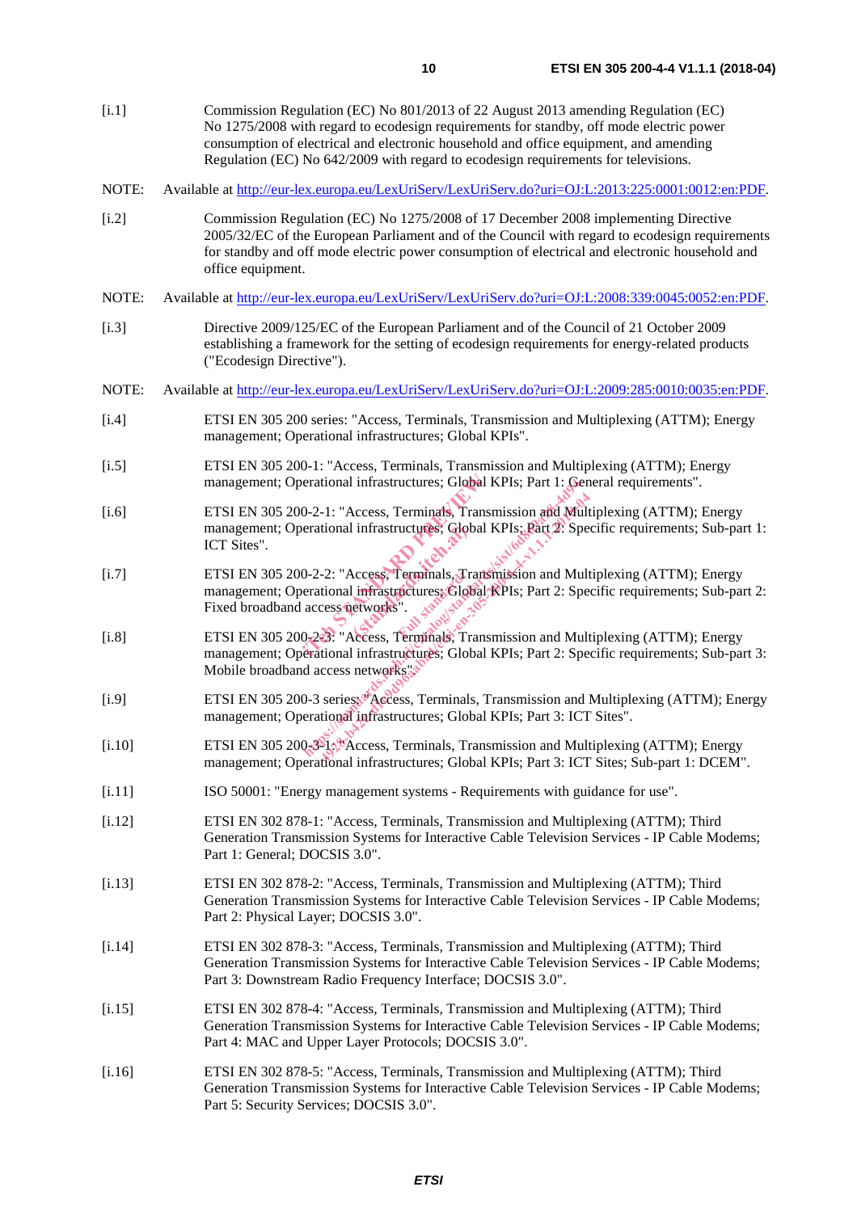[i.1] Commission Regulation (EC) No 801/2013 of 22 August 2013 amending Regulation (EC) No 1275/2008 with regard to ecodesign requirements for standby, off mode electric power consumption of electrical and electronic household and office equipment, and amending Regulation (EC) No 642/2009 with regard to ecodesign requirements for televisions.

NOTE: Available at http://eur-lex.europa.eu/LexUriServ/LexUriServ.do?uri=OJ:L:2013:225:0001:0012:en:PDF.

[i.2] Commission Regulation (EC) No 1275/2008 of 17 December 2008 implementing Directive 2005/32/EC of the European Parliament and of the Council with regard to ecodesign requirements for standby and off mode electric power consumption of electrical and electronic household and office equipment.

NOTE: Available at http://eur-lex.europa.eu/LexUriServ/LexUriServ.do?uri=OJ:L:2008:339:0045:0052:en:PDF.

[i.3] Directive 2009/125/EC of the European Parliament and of the Council of 21 October 2009 establishing a framework for the setting of ecodesign requirements for energy-related products ("Ecodesign Directive").

NOTE: Available at http://eur-lex.europa.eu/LexUriServ/LexUriServ.do?uri=OJ:L:2009:285:0010:0035:en:PDF.

[i.4] ETSI EN 305 200 series: "Access, Terminals, Transmission and Multiplexing (ATTM); Energy management; Operational infrastructures; Global KPIs".

[i.5] ETSI EN 305 200-1: "Access, Terminals, Transmission and Multiplexing (ATTM); Energy management; Operational infrastructures; Global KPIs; Part 1: General requirements".

[i.6] ETSI EN 305 200-2-1: "Access, Terminals, Transmission and Multiplexing (ATTM); Energy management; Operational infrastructures; Global KPIs; Part 2: Specific requirements; Sub-part 1: ICT Sites".

[i.7] ETSI EN 305 200-2-2: "Access, Terminals, Transmission and Multiplexing (ATTM); Energy management; Operational infrastructures; Global KPIs; Part 2: Specific requirements; Sub-part 2: Fixed broadband access networks".

[i.8] ETSI EN 305 200-2-3: "Access, Terminals, Transmission and Multiplexing (ATTM); Energy management; Operational infrastructures; Global KPIs; Part 2: Specific requirements; Sub-part 3: Mobile broadband access networks".

[i.9] ETSI EN 305 200-3 series: "Access, Terminals, Transmission and Multiplexing (ATTM); Energy management; Operational infrastructures; Global KPIs; Part 3: ICT Sites".

[i.10] ETSI EN 305 200-3-1: "Access, Terminals, Transmission and Multiplexing (ATTM); Energy management; Operational infrastructures; Global KPIs; Part 3: ICT Sites; Sub-part 1: DCEM".

[i.11] ISO 50001: "Energy management systems - Requirements with guidance for use".

[i.12] ETSI EN 302 878-1: "Access, Terminals, Transmission and Multiplexing (ATTM); Third Generation Transmission Systems for Interactive Cable Television Services - IP Cable Modems; Part 1: General; DOCSIS 3.0".

[i.13] ETSI EN 302 878-2: "Access, Terminals, Transmission and Multiplexing (ATTM); Third Generation Transmission Systems for Interactive Cable Television Services - IP Cable Modems; Part 2: Physical Layer; DOCSIS 3.0".

[i.14] ETSI EN 302 878-3: "Access, Terminals, Transmission and Multiplexing (ATTM); Third Generation Transmission Systems for Interactive Cable Television Services - IP Cable Modems; Part 3: Downstream Radio Frequency Interface; DOCSIS 3.0".

[i.15] ETSI EN 302 878-4: "Access, Terminals, Transmission and Multiplexing (ATTM); Third Generation Transmission Systems for Interactive Cable Television Services - IP Cable Modems; Part 4: MAC and Upper Layer Protocols; DOCSIS 3.0".

[i.16] ETSI EN 302 878-5: "Access, Terminals, Transmission and Multiplexing (ATTM); Third Generation Transmission Systems for Interactive Cable Television Services - IP Cable Modems; Part 5: Security Services; DOCSIS 3.0".